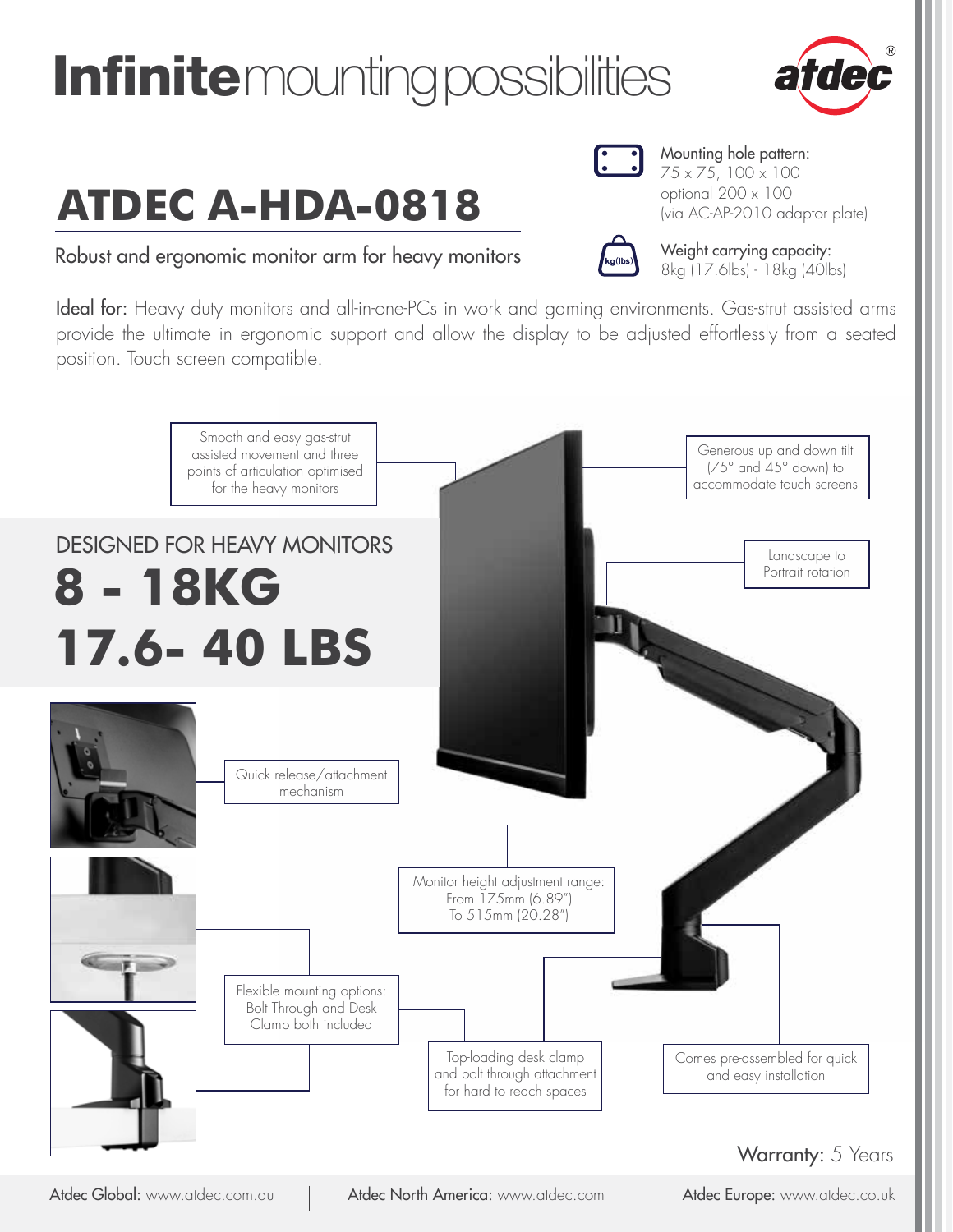# Infinite mounting possibilities

atdec®

## ATDEC A-HDA-0818

Robust and ergonomic monitor arm for heavy monitors

Mounting hole pattern:
75 x 75, 100 x 100
optional 200 x 100
(via AC-AP-2010 adaptor plate)

Weight carrying capacity:
8kg (17.6lbs) - 18kg (40lbs)

**Ideal for:** Heavy duty monitors and all-in-one-PCs in work and gaming environments. Gas-strut assisted arms provide the ultimate in ergonomic support and allow the display to be adjusted effortlessly from a seated position. Touch screen compatible.

Smooth and easy gas-strut assisted movement and three points of articulation optimised for the heavy monitors

Generous up and down tilt (75° and 45° down) to accommodate touch screens

## DESIGNED FOR HEAVY MONITORS

# 8 - 18KG
# 17.6- 40 LBS

Landscape to Portrait rotation

Quick release/attachment mechanism

Monitor height adjustment range:
From 175mm (6.89")
To 515mm (20.28")

Flexible mounting options: Bolt Through and Desk Clamp both included

Top-loading desk clamp and bolt through attachment for hard to reach spaces

Comes pre-assembled for quick and easy installation

**Warranty:** 5 Years

Atdec Global: www.atdec.com.au | Atdec North America: www.atdec.com | Atdec Europe: www.atdec.co.uk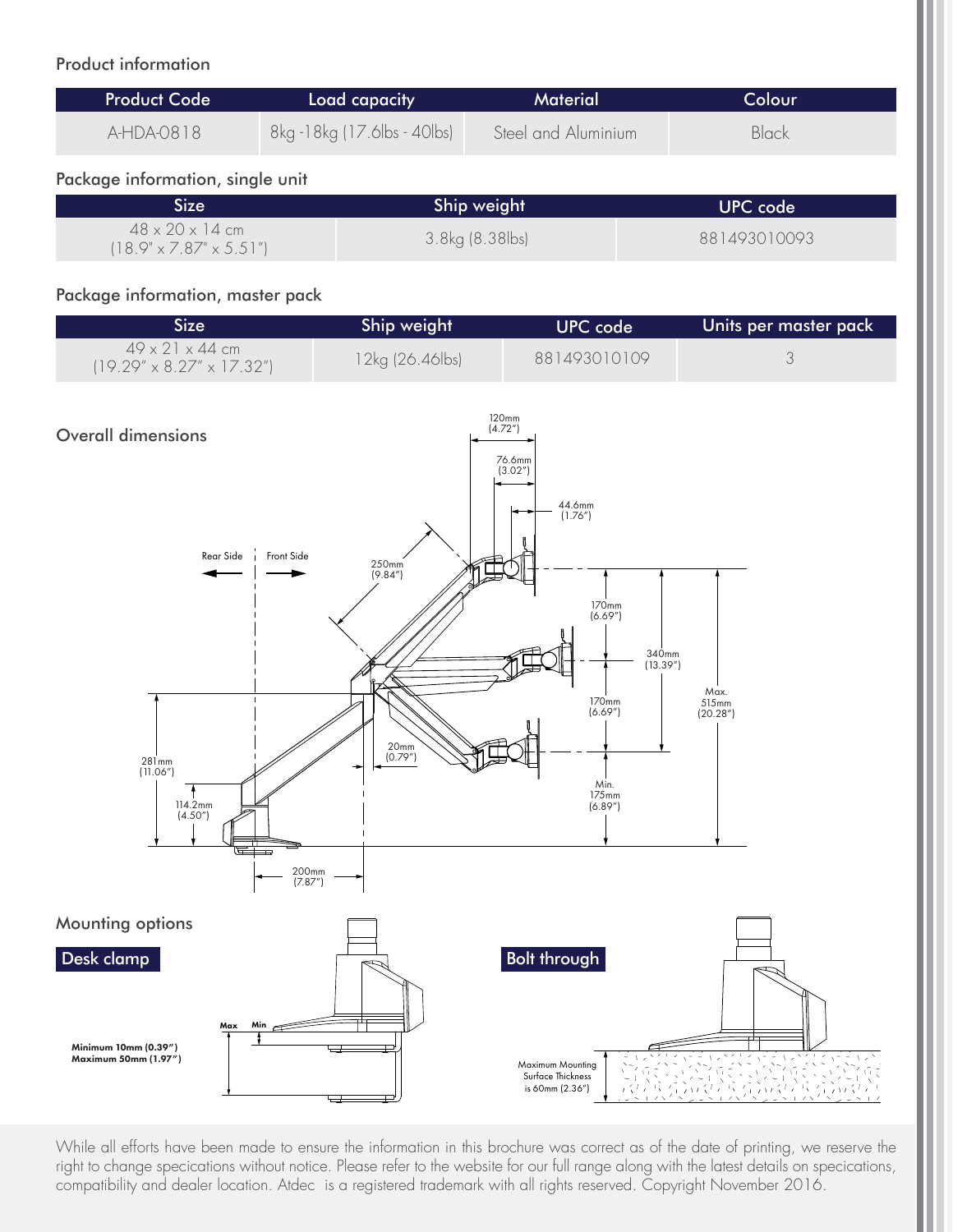## Product information

| Product Code | Load capacity | Material | Colour |
|---|---|---|---|
| A-HDA-0818 | 8kg -18kg (17.6lbs - 40lbs) | Steel and Aluminium | Black |

## Package information, single unit

| Size | Ship weight | UPC code |
|---|---|---|
| 48 x 20 x 14 cm (18.9" x 7.87" x 5.51") | 3.8kg (8.38lbs) | 881493010093 |

## Package information, master pack

| Size | Ship weight | UPC code | Units per master pack |
|---|---|---|---|
| 49 x 21 x 44 cm (19.29" x 8.27" x 17.32") | 12kg (26.46lbs) | 881493010109 | 3 |

## Overall dimensions

120mm (4.72")
76.6mm (3.02")
44.6mm (1.76")
Rear Side
Front Side
250mm (9.84")
170mm (6.69")
340mm (13.39")
170mm (6.69")
Max. 515mm (20.28")
20mm (0.79")
281mm (11.06")
114.2mm (4.50")
Min. 175mm (6.89")
200mm (7.87")

## Mounting options

**Desk clamp**

Max
Min
**Minimum 10mm (0.39")**
**Maximum 50mm (1.97")**

**Bolt through**

Maximum Mounting Surface Thickness is 60mm (2.36")

While all efforts have been made to ensure the information in this brochure was correct as of the date of printing, we reserve the right to change specications without notice. Please refer to the website for our full range along with the latest details on specications, compatibility and dealer location. Atdec is a registered trademark with all rights reserved. Copyright November 2016.